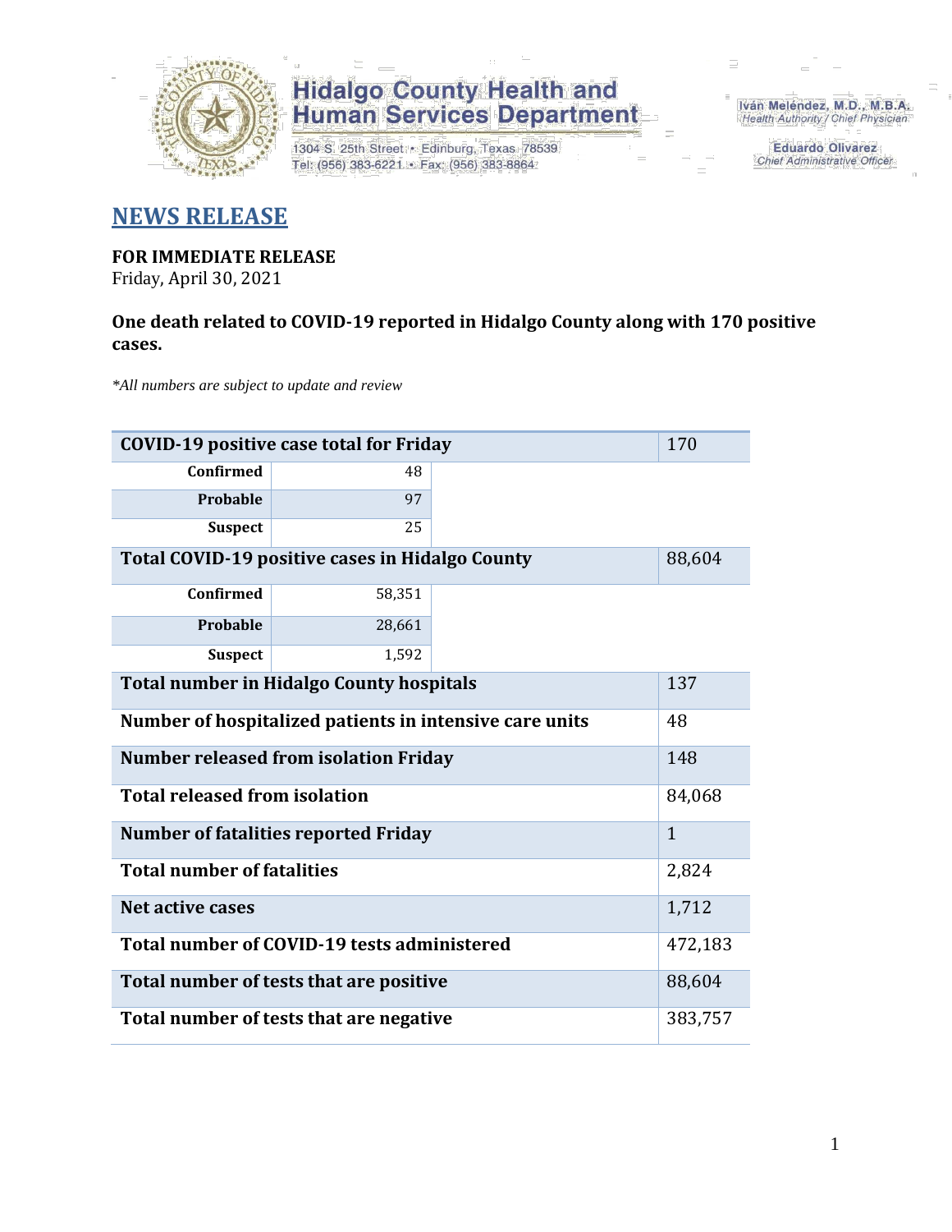Hidalgo County Health and Human Services Department

1304 S. 25th Street • Edinburg, Texas 78539
Tel: (956) 383-6221 • Fax: (956) 383-8864

Iván Meléndez, M.D., M.B.A.
Health Authority / Chief Physician

Eduardo Olivarez
Chief Administrative Officer

## NEWS RELEASE

**FOR IMMEDIATE RELEASE**
Friday, April 30, 2021

**One death related to COVID-19 reported in Hidalgo County along with 170 positive cases.**

*\*All numbers are subject to update and review*

| **COVID-19 positive case total for Friday** | | 170 |
|---|---|---|
| **Confirmed** | 48 | |
| **Probable** | 97 | |
| **Suspect** | 25 | |
| **Total COVID-19 positive cases in Hidalgo County** | | 88,604 |
| **Confirmed** | 58,351 | |
| **Probable** | 28,661 | |
| **Suspect** | 1,592 | |
| **Total number in Hidalgo County hospitals** | | 137 |
| **Number of hospitalized patients in intensive care units** | | 48 |
| **Number released from isolation Friday** | | 148 |
| **Total released from isolation** | | 84,068 |
| **Number of fatalities reported Friday** | | 1 |
| **Total number of fatalities** | | 2,824 |
| **Net active cases** | | 1,712 |
| **Total number of COVID-19 tests administered** | | 472,183 |
| **Total number of tests that are positive** | | 88,604 |
| **Total number of tests that are negative** | | 383,757 |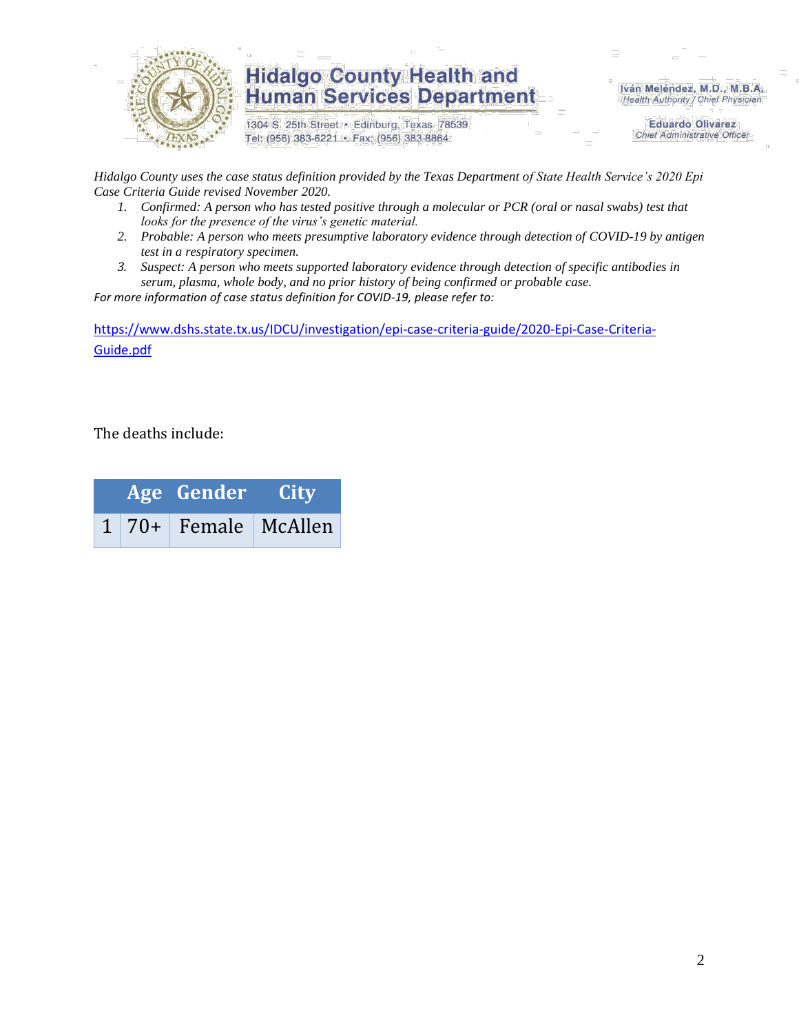*Hidalgo County uses the case status definition provided by the Texas Department of State Health Service's 2020 Epi Case Criteria Guide revised November 2020.*

1. *Confirmed: A person who has tested positive through a molecular or PCR (oral or nasal swabs) test that looks for the presence of the virus's genetic material.*
2. *Probable: A person who meets presumptive laboratory evidence through detection of COVID-19 by antigen test in a respiratory specimen.*
3. *Suspect: A person who meets supported laboratory evidence through detection of specific antibodies in serum, plasma, whole body, and no prior history of being confirmed or probable case.*

*For more information of case status definition for COVID-19, please refer to:*

https://www.dshs.state.tx.us/IDCU/investigation/epi-case-criteria-guide/2020-Epi-Case-Criteria-Guide.pdf

The deaths include:

| | Age | Gender | City |
|---|---|---|---|
| 1 | 70+ | Female | McAllen |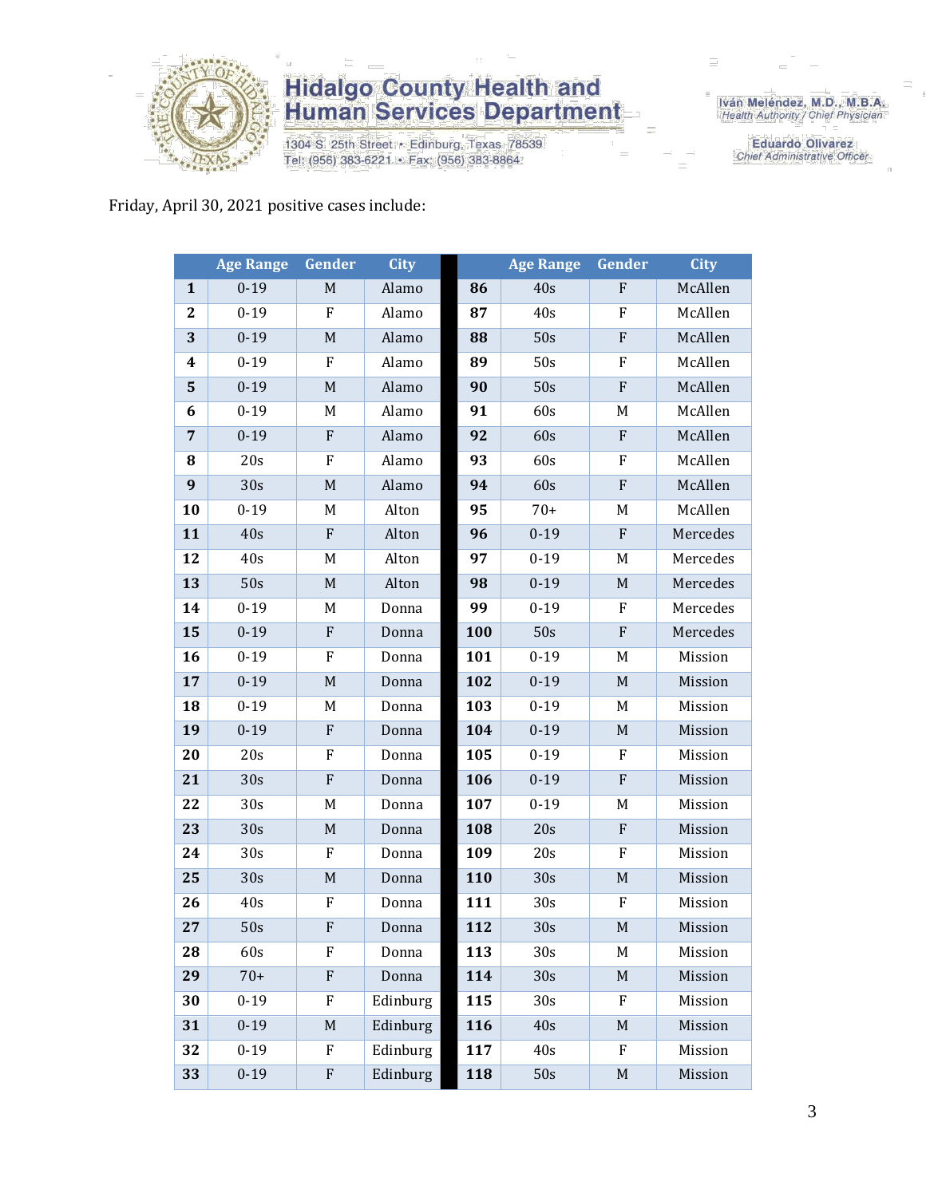Friday, April 30, 2021 positive cases include:

| | Age Range | Gender | City | | Age Range | Gender | City |
|---|---|---|---|---|---|---|---|
| **1** | 0-19 | M | Alamo | **86** | 40s | F | McAllen |
| **2** | 0-19 | F | Alamo | **87** | 40s | F | McAllen |
| **3** | 0-19 | M | Alamo | **88** | 50s | F | McAllen |
| **4** | 0-19 | F | Alamo | **89** | 50s | F | McAllen |
| **5** | 0-19 | M | Alamo | **90** | 50s | F | McAllen |
| **6** | 0-19 | M | Alamo | **91** | 60s | M | McAllen |
| **7** | 0-19 | F | Alamo | **92** | 60s | F | McAllen |
| **8** | 20s | F | Alamo | **93** | 60s | F | McAllen |
| **9** | 30s | M | Alamo | **94** | 60s | F | McAllen |
| **10** | 0-19 | M | Alton | **95** | 70+ | M | McAllen |
| **11** | 40s | F | Alton | **96** | 0-19 | F | Mercedes |
| **12** | 40s | M | Alton | **97** | 0-19 | M | Mercedes |
| **13** | 50s | M | Alton | **98** | 0-19 | M | Mercedes |
| **14** | 0-19 | M | Donna | **99** | 0-19 | F | Mercedes |
| **15** | 0-19 | F | Donna | **100** | 50s | F | Mercedes |
| **16** | 0-19 | F | Donna | **101** | 0-19 | M | Mission |
| **17** | 0-19 | M | Donna | **102** | 0-19 | M | Mission |
| **18** | 0-19 | M | Donna | **103** | 0-19 | M | Mission |
| **19** | 0-19 | F | Donna | **104** | 0-19 | M | Mission |
| **20** | 20s | F | Donna | **105** | 0-19 | F | Mission |
| **21** | 30s | F | Donna | **106** | 0-19 | F | Mission |
| **22** | 30s | M | Donna | **107** | 0-19 | M | Mission |
| **23** | 30s | M | Donna | **108** | 20s | F | Mission |
| **24** | 30s | F | Donna | **109** | 20s | F | Mission |
| **25** | 30s | M | Donna | **110** | 30s | M | Mission |
| **26** | 40s | F | Donna | **111** | 30s | F | Mission |
| **27** | 50s | F | Donna | **112** | 30s | M | Mission |
| **28** | 60s | F | Donna | **113** | 30s | M | Mission |
| **29** | 70+ | F | Donna | **114** | 30s | M | Mission |
| **30** | 0-19 | F | Edinburg | **115** | 30s | F | Mission |
| **31** | 0-19 | M | Edinburg | **116** | 40s | M | Mission |
| **32** | 0-19 | F | Edinburg | **117** | 40s | F | Mission |
| **33** | 0-19 | F | Edinburg | **118** | 50s | M | Mission |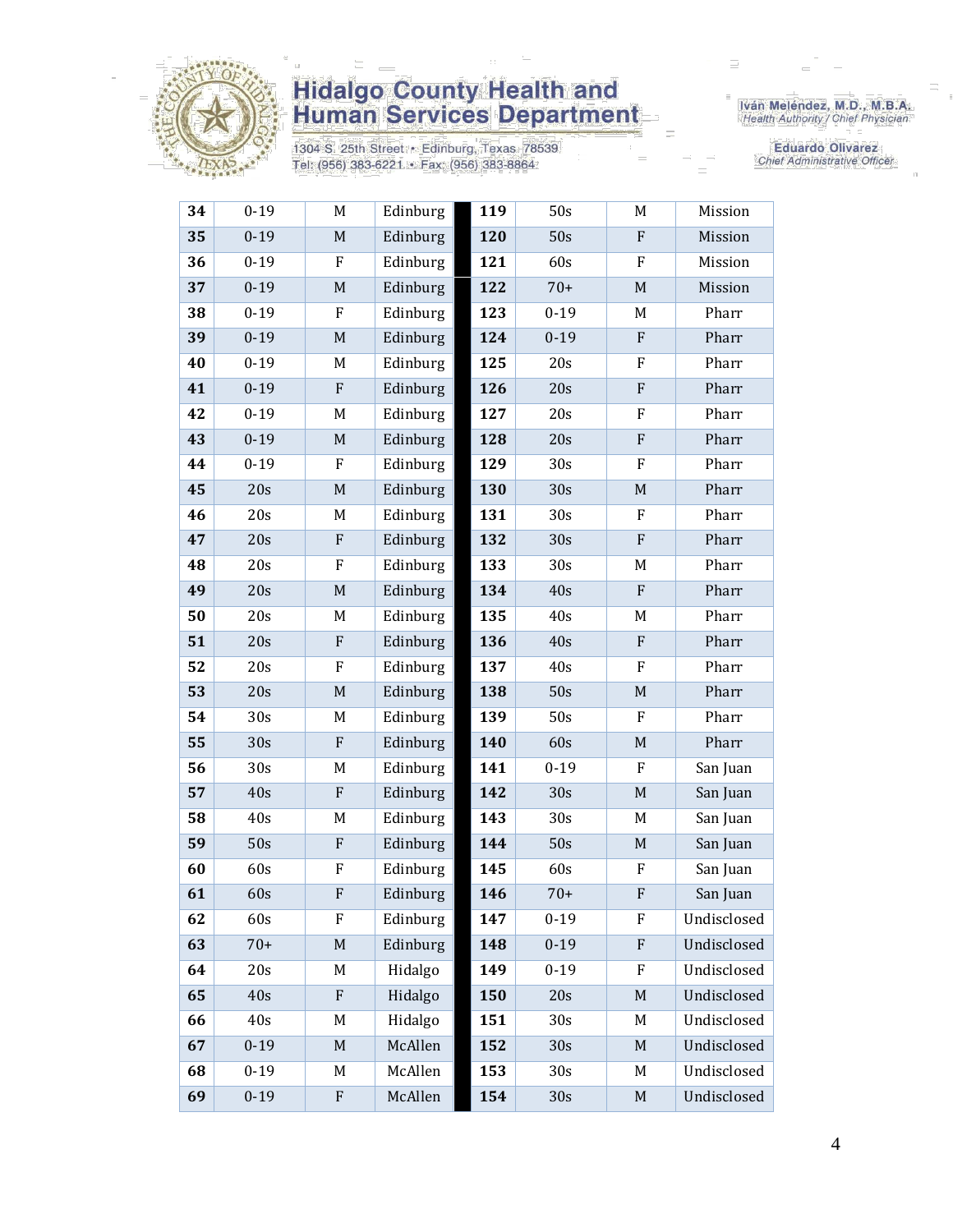| 34 | 0-19 | M | Edinburg | 119 | 50s | M | Mission |
|---|---|---|---|---|---|---|---|
| 35 | 0-19 | M | Edinburg | 120 | 50s | F | Mission |
| 36 | 0-19 | F | Edinburg | 121 | 60s | F | Mission |
| 37 | 0-19 | M | Edinburg | 122 | 70+ | M | Mission |
| 38 | 0-19 | F | Edinburg | 123 | 0-19 | M | Pharr |
| 39 | 0-19 | M | Edinburg | 124 | 0-19 | F | Pharr |
| 40 | 0-19 | M | Edinburg | 125 | 20s | F | Pharr |
| 41 | 0-19 | F | Edinburg | 126 | 20s | F | Pharr |
| 42 | 0-19 | M | Edinburg | 127 | 20s | F | Pharr |
| 43 | 0-19 | M | Edinburg | 128 | 20s | F | Pharr |
| 44 | 0-19 | F | Edinburg | 129 | 30s | F | Pharr |
| 45 | 20s | M | Edinburg | 130 | 30s | M | Pharr |
| 46 | 20s | M | Edinburg | 131 | 30s | F | Pharr |
| 47 | 20s | F | Edinburg | 132 | 30s | F | Pharr |
| 48 | 20s | F | Edinburg | 133 | 30s | M | Pharr |
| 49 | 20s | M | Edinburg | 134 | 40s | F | Pharr |
| 50 | 20s | M | Edinburg | 135 | 40s | M | Pharr |
| 51 | 20s | F | Edinburg | 136 | 40s | F | Pharr |
| 52 | 20s | F | Edinburg | 137 | 40s | F | Pharr |
| 53 | 20s | M | Edinburg | 138 | 50s | M | Pharr |
| 54 | 30s | M | Edinburg | 139 | 50s | F | Pharr |
| 55 | 30s | F | Edinburg | 140 | 60s | M | Pharr |
| 56 | 30s | M | Edinburg | 141 | 0-19 | F | San Juan |
| 57 | 40s | F | Edinburg | 142 | 30s | M | San Juan |
| 58 | 40s | M | Edinburg | 143 | 30s | M | San Juan |
| 59 | 50s | F | Edinburg | 144 | 50s | M | San Juan |
| 60 | 60s | F | Edinburg | 145 | 60s | F | San Juan |
| 61 | 60s | F | Edinburg | 146 | 70+ | F | San Juan |
| 62 | 60s | F | Edinburg | 147 | 0-19 | F | Undisclosed |
| 63 | 70+ | M | Edinburg | 148 | 0-19 | F | Undisclosed |
| 64 | 20s | M | Hidalgo | 149 | 0-19 | F | Undisclosed |
| 65 | 40s | F | Hidalgo | 150 | 20s | M | Undisclosed |
| 66 | 40s | M | Hidalgo | 151 | 30s | M | Undisclosed |
| 67 | 0-19 | M | McAllen | 152 | 30s | M | Undisclosed |
| 68 | 0-19 | M | McAllen | 153 | 30s | M | Undisclosed |
| 69 | 0-19 | F | McAllen | 154 | 30s | M | Undisclosed |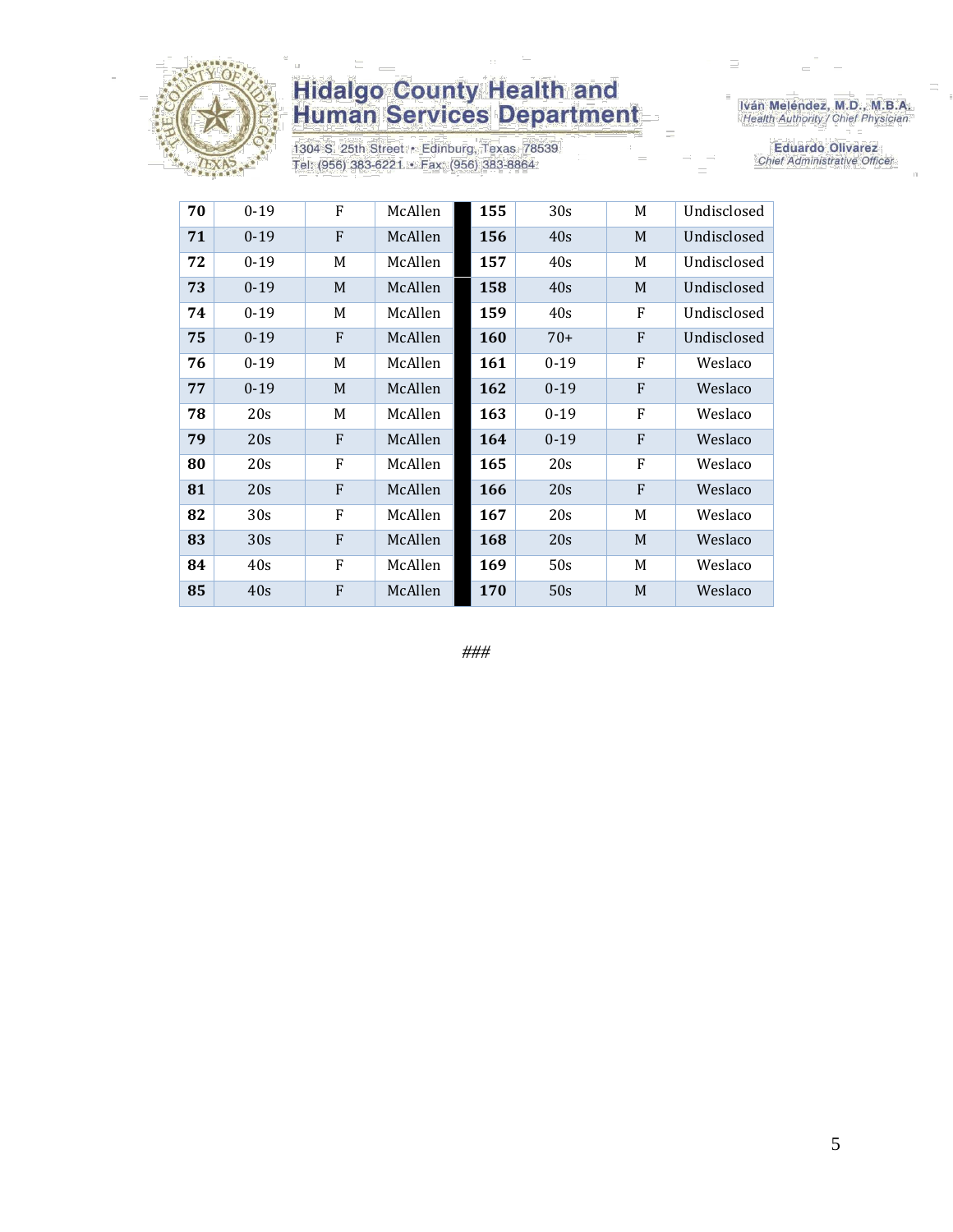| | | | | | | | | |
|---|---|---|---|---|---|---|---|---|
| **70** | 0-19 | F | McAllen | | **155** | 30s | M | Undisclosed |
| **71** | 0-19 | F | McAllen | | **156** | 40s | M | Undisclosed |
| **72** | 0-19 | M | McAllen | | **157** | 40s | M | Undisclosed |
| **73** | 0-19 | M | McAllen | | **158** | 40s | M | Undisclosed |
| **74** | 0-19 | M | McAllen | | **159** | 40s | F | Undisclosed |
| **75** | 0-19 | F | McAllen | | **160** | 70+ | F | Undisclosed |
| **76** | 0-19 | M | McAllen | | **161** | 0-19 | F | Weslaco |
| **77** | 0-19 | M | McAllen | | **162** | 0-19 | F | Weslaco |
| **78** | 20s | M | McAllen | | **163** | 0-19 | F | Weslaco |
| **79** | 20s | F | McAllen | | **164** | 0-19 | F | Weslaco |
| **80** | 20s | F | McAllen | | **165** | 20s | F | Weslaco |
| **81** | 20s | F | McAllen | | **166** | 20s | F | Weslaco |
| **82** | 30s | F | McAllen | | **167** | 20s | M | Weslaco |
| **83** | 30s | F | McAllen | | **168** | 20s | M | Weslaco |
| **84** | 40s | F | McAllen | | **169** | 50s | M | Weslaco |
| **85** | 40s | F | McAllen | | **170** | 50s | M | Weslaco |

###